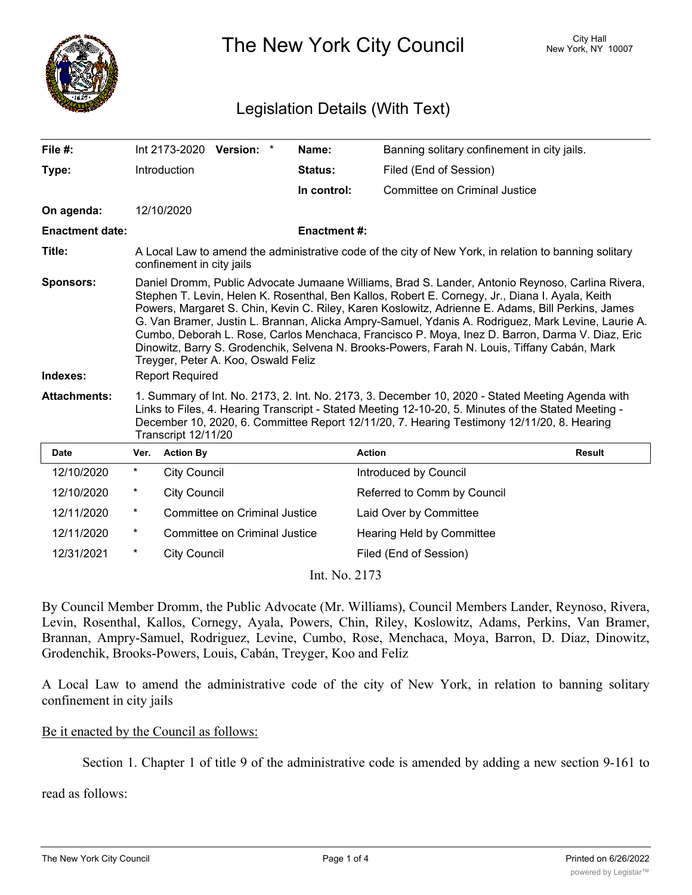# The New York City Council

City Hall
New York, NY 10007

## Legislation Details (With Text)

| | | | |
|---|---|---|---|
| **File #:** | Int 2173-2020 **Version:** * | **Name:** | Banning solitary confinement in city jails. |
| **Type:** | Introduction | **Status:** | Filed (End of Session) |
| | | **In control:** | Committee on Criminal Justice |
| **On agenda:** | 12/10/2020 | | |
| **Enactment date:** | | **Enactment #:** | |

**Title:** A Local Law to amend the administrative code of the city of New York, in relation to banning solitary confinement in city jails

**Sponsors:** Daniel Dromm, Public Advocate Jumaane Williams, Brad S. Lander, Antonio Reynoso, Carlina Rivera, Stephen T. Levin, Helen K. Rosenthal, Ben Kallos, Robert E. Cornegy, Jr., Diana I. Ayala, Keith Powers, Margaret S. Chin, Kevin C. Riley, Karen Koslowitz, Adrienne E. Adams, Bill Perkins, James G. Van Bramer, Justin L. Brannan, Alicka Ampry-Samuel, Ydanis A. Rodriguez, Mark Levine, Laurie A. Cumbo, Deborah L. Rose, Carlos Menchaca, Francisco P. Moya, Inez D. Barron, Darma V. Diaz, Eric Dinowitz, Barry S. Grodenchik, Selvena N. Brooks-Powers, Farah N. Louis, Tiffany Cabán, Mark Treyger, Peter A. Koo, Oswald Feliz

**Indexes:** Report Required

**Attachments:** 1. Summary of Int. No. 2173, 2. Int. No. 2173, 3. December 10, 2020 - Stated Meeting Agenda with Links to Files, 4. Hearing Transcript - Stated Meeting 12-10-20, 5. Minutes of the Stated Meeting - December 10, 2020, 6. Committee Report 12/11/20, 7. Hearing Testimony 12/11/20, 8. Hearing Transcript 12/11/20

| Date | Ver. | Action By | Action | Result |
|---|---|---|---|---|
| 12/10/2020 | * | City Council | Introduced by Council | |
| 12/10/2020 | * | City Council | Referred to Comm by Council | |
| 12/11/2020 | * | Committee on Criminal Justice | Laid Over by Committee | |
| 12/11/2020 | * | Committee on Criminal Justice | Hearing Held by Committee | |
| 12/31/2021 | * | City Council | Filed (End of Session) | |

Int. No. 2173

By Council Member Dromm, the Public Advocate (Mr. Williams), Council Members Lander, Reynoso, Rivera, Levin, Rosenthal, Kallos, Cornegy, Ayala, Powers, Chin, Riley, Koslowitz, Adams, Perkins, Van Bramer, Brannan, Ampry-Samuel, Rodriguez, Levine, Cumbo, Rose, Menchaca, Moya, Barron, D. Diaz, Dinowitz, Grodenchik, Brooks-Powers, Louis, Cabán, Treyger, Koo and Feliz

A Local Law to amend the administrative code of the city of New York, in relation to banning solitary confinement in city jails

Be it enacted by the Council as follows:

Section 1. Chapter 1 of title 9 of the administrative code is amended by adding a new section 9-161 to read as follows: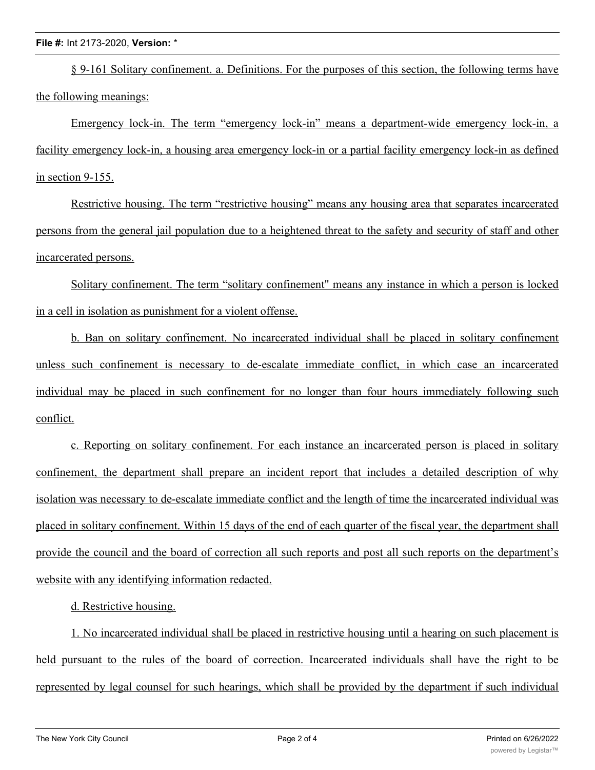§ 9-161 Solitary confinement. a. Definitions. For the purposes of this section, the following terms have the following meanings:

Emergency lock-in. The term "emergency lock-in" means a department-wide emergency lock-in, a facility emergency lock-in, a housing area emergency lock-in or a partial facility emergency lock-in as defined in section 9-155.

Restrictive housing. The term "restrictive housing" means any housing area that separates incarcerated persons from the general jail population due to a heightened threat to the safety and security of staff and other incarcerated persons.

Solitary confinement. The term "solitary confinement" means any instance in which a person is locked in a cell in isolation as punishment for a violent offense.

b. Ban on solitary confinement. No incarcerated individual shall be placed in solitary confinement unless such confinement is necessary to de-escalate immediate conflict, in which case an incarcerated individual may be placed in such confinement for no longer than four hours immediately following such conflict.

c. Reporting on solitary confinement. For each instance an incarcerated person is placed in solitary confinement, the department shall prepare an incident report that includes a detailed description of why isolation was necessary to de-escalate immediate conflict and the length of time the incarcerated individual was placed in solitary confinement. Within 15 days of the end of each quarter of the fiscal year, the department shall provide the council and the board of correction all such reports and post all such reports on the department's website with any identifying information redacted.

d. Restrictive housing.

1. No incarcerated individual shall be placed in restrictive housing until a hearing on such placement is held pursuant to the rules of the board of correction. Incarcerated individuals shall have the right to be represented by legal counsel for such hearings, which shall be provided by the department if such individual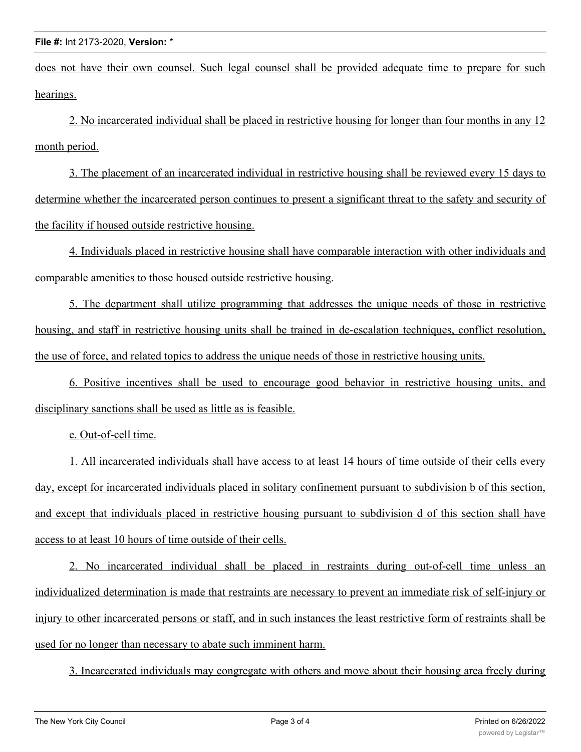does not have their own counsel. Such legal counsel shall be provided adequate time to prepare for such hearings.

2. No incarcerated individual shall be placed in restrictive housing for longer than four months in any 12 month period.

3. The placement of an incarcerated individual in restrictive housing shall be reviewed every 15 days to determine whether the incarcerated person continues to present a significant threat to the safety and security of the facility if housed outside restrictive housing.

4. Individuals placed in restrictive housing shall have comparable interaction with other individuals and comparable amenities to those housed outside restrictive housing.

5. The department shall utilize programming that addresses the unique needs of those in restrictive housing, and staff in restrictive housing units shall be trained in de-escalation techniques, conflict resolution, the use of force, and related topics to address the unique needs of those in restrictive housing units.

6. Positive incentives shall be used to encourage good behavior in restrictive housing units, and disciplinary sanctions shall be used as little as is feasible.

e. Out-of-cell time.

1. All incarcerated individuals shall have access to at least 14 hours of time outside of their cells every day, except for incarcerated individuals placed in solitary confinement pursuant to subdivision b of this section, and except that individuals placed in restrictive housing pursuant to subdivision d of this section shall have access to at least 10 hours of time outside of their cells.

2. No incarcerated individual shall be placed in restraints during out-of-cell time unless an individualized determination is made that restraints are necessary to prevent an immediate risk of self-injury or injury to other incarcerated persons or staff, and in such instances the least restrictive form of restraints shall be used for no longer than necessary to abate such imminent harm.

3. Incarcerated individuals may congregate with others and move about their housing area freely during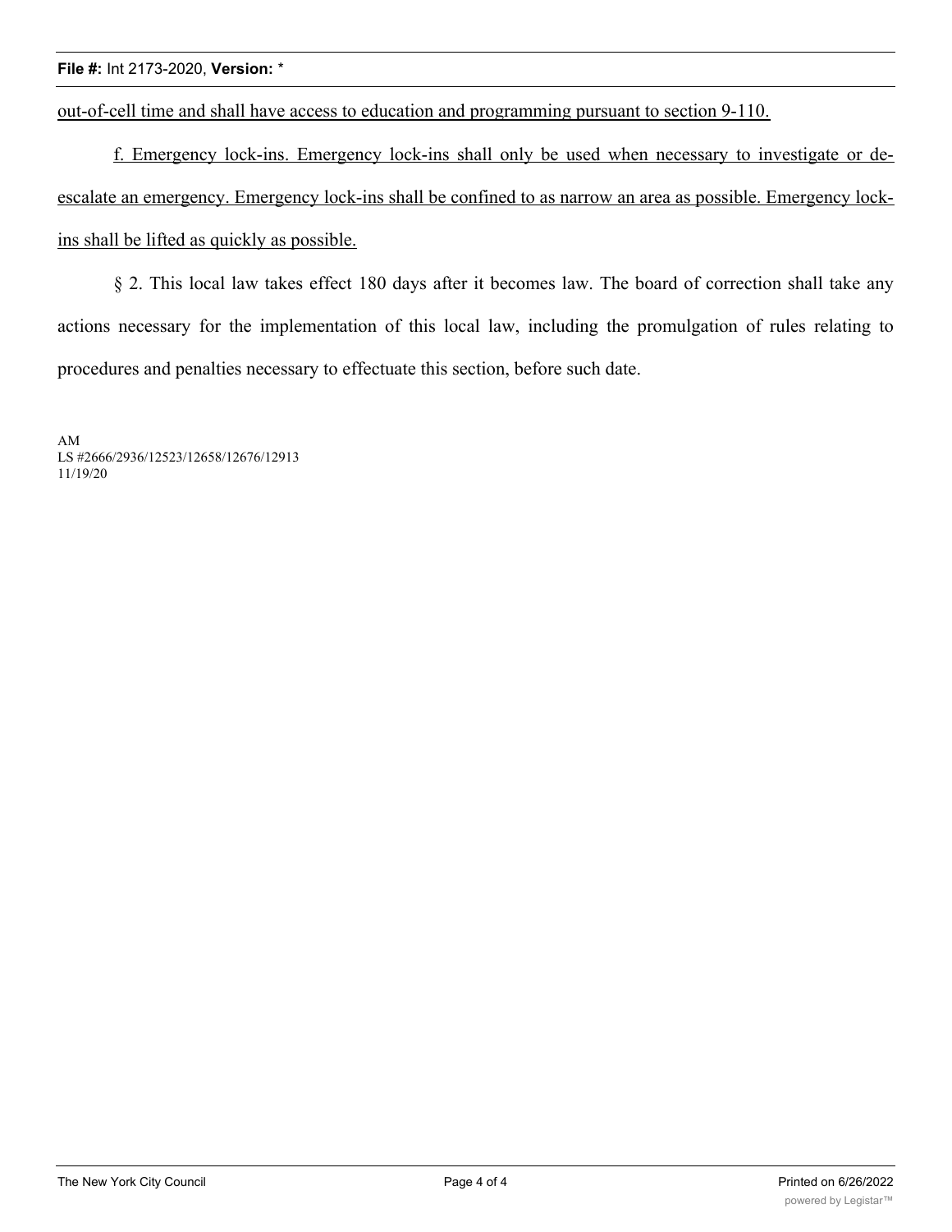out-of-cell time and shall have access to education and programming pursuant to section 9-110.

f. Emergency lock-ins. Emergency lock-ins shall only be used when necessary to investigate or de-escalate an emergency. Emergency lock-ins shall be confined to as narrow an area as possible. Emergency lock-ins shall be lifted as quickly as possible.

§ 2. This local law takes effect 180 days after it becomes law. The board of correction shall take any actions necessary for the implementation of this local law, including the promulgation of rules relating to procedures and penalties necessary to effectuate this section, before such date.

AM
LS #2666/2936/12523/12658/12676/12913
11/19/20